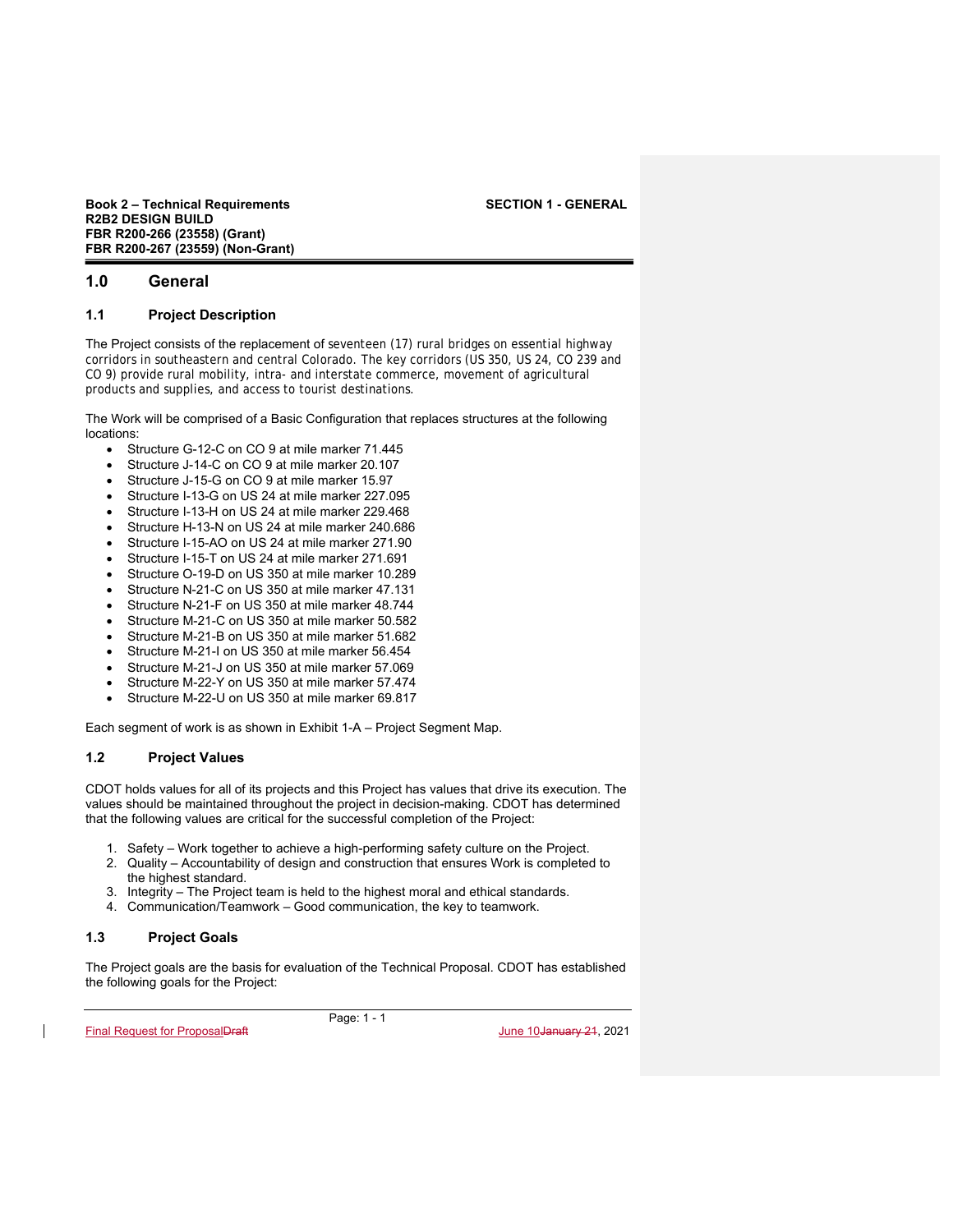## 1.0 General

### 1.1 Project Description

The Project consists of the replacement of seventeen (17) rural bridges on essential highway corridors in southeastern and central Colorado. The key corridors (US 350, US 24, CO 239 and CO 9) provide rural mobility, intra- and interstate commerce, movement of agricultural products and supplies, and access to tourist destinations.

The Work will be comprised of a Basic Configuration that replaces structures at the following locations:

- Structure G-12-C on CO 9 at mile marker 71.445
- Structure J-14-C on CO 9 at mile marker 20.107
- Structure J-15-G on CO 9 at mile marker 15.97
- Structure I-13-G on US 24 at mile marker 227.095
- Structure I-13-H on US 24 at mile marker 229.468
- Structure H-13-N on US 24 at mile marker 240.686
- Structure I-15-AO on US 24 at mile marker 271.90
- Structure I-15-T on US 24 at mile marker 271.691
- Structure O-19-D on US 350 at mile marker 10.289
- Structure N-21-C on US 350 at mile marker 47.131
- Structure N-21-F on US 350 at mile marker 48.744
- Structure M-21-C on US 350 at mile marker 50.582
- Structure M-21-B on US 350 at mile marker 51.682
- Structure M-21-I on US 350 at mile marker 56.454
- Structure M-21-J on US 350 at mile marker 57.069
- Structure M-22-Y on US 350 at mile marker 57.474
- Structure M-22-U on US 350 at mile marker 69.817

Each segment of work is as shown in Exhibit 1-A – Project Segment Map.

### 1.2 Project Values

CDOT holds values for all of its projects and this Project has values that drive its execution. The values should be maintained throughout the project in decision-making. CDOT has determined that the following values are critical for the successful completion of the Project:

1. Safety – Work together to achieve a high-performing safety culture on the Project.
2. Quality – Accountability of design and construction that ensures Work is completed to the highest standard.
3. Integrity – The Project team is held to the highest moral and ethical standards.
4. Communication/Teamwork – Good communication, the key to teamwork.

### 1.3 Project Goals

The Project goals are the basis for evaluation of the Technical Proposal. CDOT has established the following goals for the Project: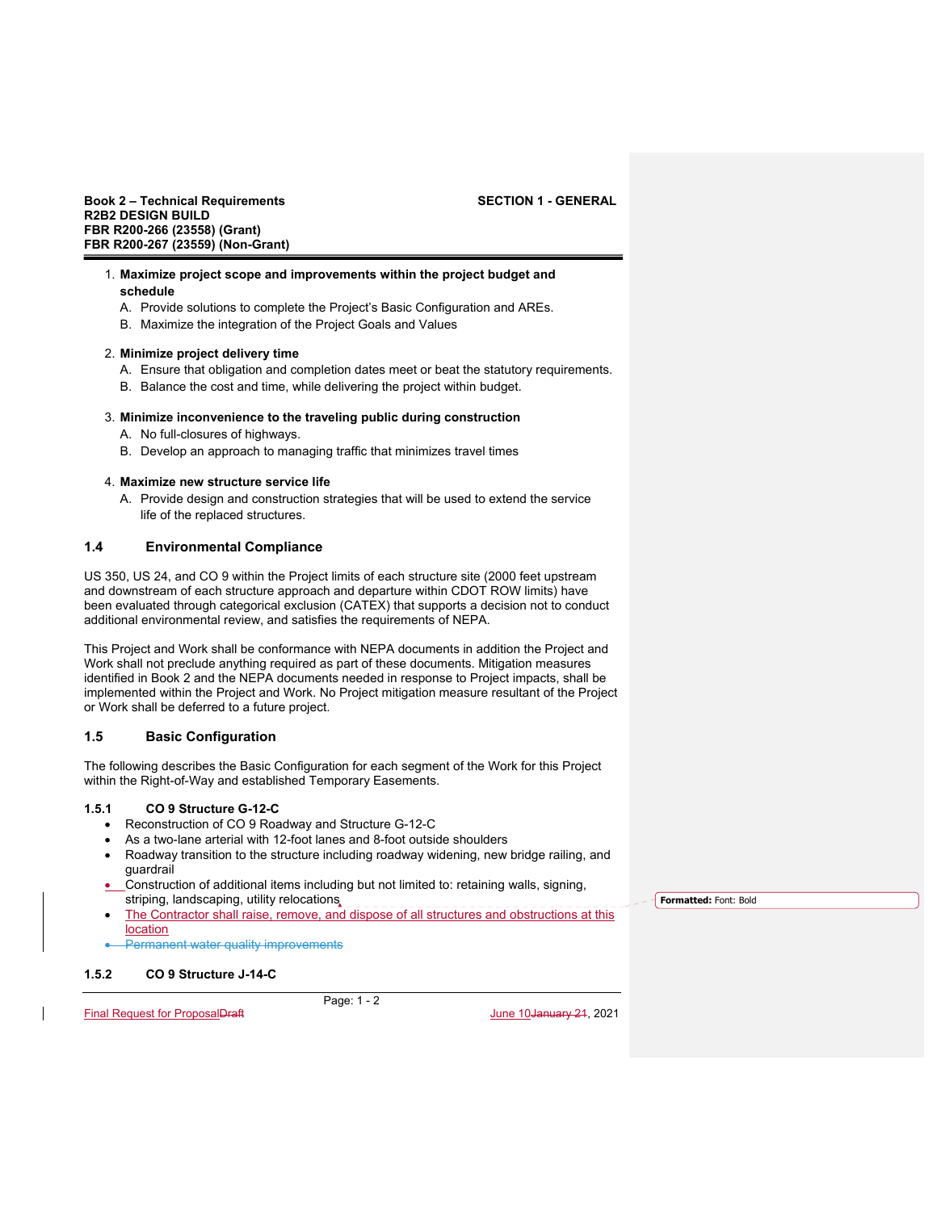1. **Maximize project scope and improvements within the project budget and schedule**
   A. Provide solutions to complete the Project's Basic Configuration and AREs.
   B. Maximize the integration of the Project Goals and Values

2. **Minimize project delivery time**
   A. Ensure that obligation and completion dates meet or beat the statutory requirements.
   B. Balance the cost and time, while delivering the project within budget.

3. **Minimize inconvenience to the traveling public during construction**
   A. No full-closures of highways.
   B. Develop an approach to managing traffic that minimizes travel times

4. **Maximize new structure service life**
   A. Provide design and construction strategies that will be used to extend the service life of the replaced structures.

## 1.4 Environmental Compliance

US 350, US 24, and CO 9 within the Project limits of each structure site (2000 feet upstream and downstream of each structure approach and departure within CDOT ROW limits) have been evaluated through categorical exclusion (CATEX) that supports a decision not to conduct additional environmental review, and satisfies the requirements of NEPA.

This Project and Work shall be conformance with NEPA documents in addition the Project and Work shall not preclude anything required as part of these documents. Mitigation measures identified in Book 2 and the NEPA documents needed in response to Project impacts, shall be implemented within the Project and Work. No Project mitigation measure resultant of the Project or Work shall be deferred to a future project.

## 1.5 Basic Configuration

The following describes the Basic Configuration for each segment of the Work for this Project within the Right-of-Way and established Temporary Easements.

### 1.5.1 CO 9 Structure G-12-C

- Reconstruction of CO 9 Roadway and Structure G-12-C
- As a two-lane arterial with 12-foot lanes and 8-foot outside shoulders
- Roadway transition to the structure including roadway widening, new bridge railing, and guardrail
- Construction of additional items including but not limited to: retaining walls, signing, striping, landscaping, utility relocations
- The Contractor shall raise, remove, and dispose of all structures and obstructions at this location
- ~~Permanent water quality improvements~~

### 1.5.2 CO 9 Structure J-14-C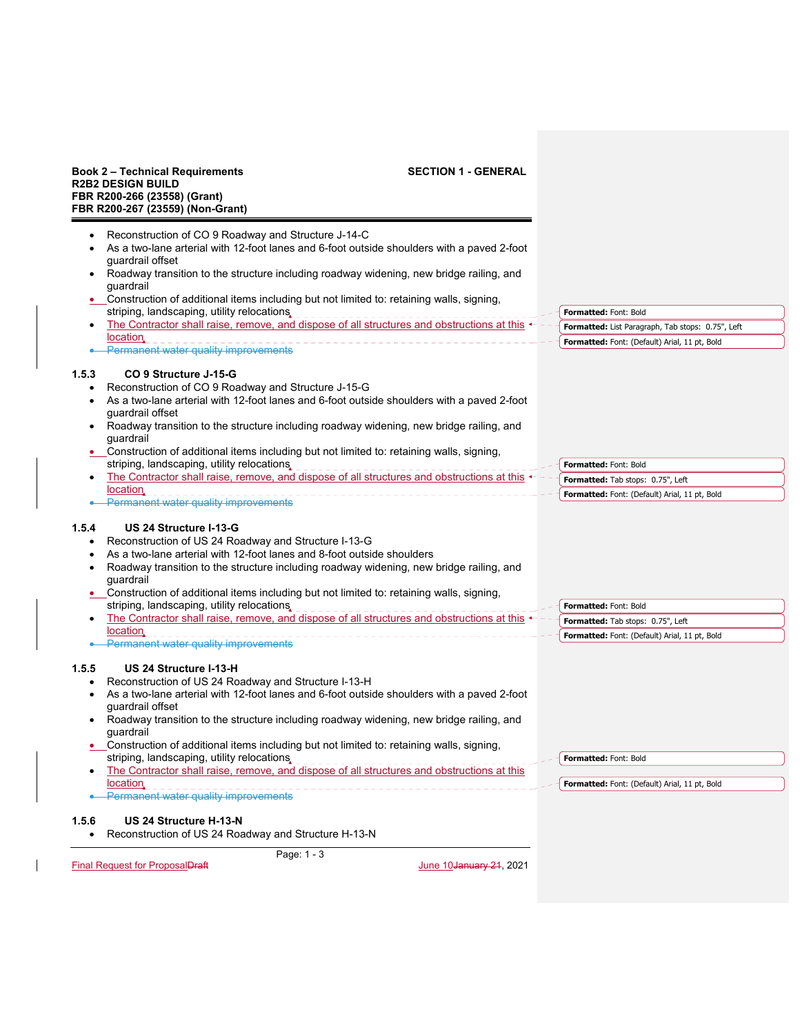- Reconstruction of CO 9 Roadway and Structure J-14-C
- As a two-lane arterial with 12-foot lanes and 6-foot outside shoulders with a paved 2-foot guardrail offset
- Roadway transition to the structure including roadway widening, new bridge railing, and guardrail
- Construction of additional items including but not limited to: retaining walls, signing, striping, landscaping, utility relocations
- The Contractor shall raise, remove, and dispose of all structures and obstructions at this location
- ~~Permanent water quality improvements~~

### 1.5.3 CO 9 Structure J-15-G

- Reconstruction of CO 9 Roadway and Structure J-15-G
- As a two-lane arterial with 12-foot lanes and 6-foot outside shoulders with a paved 2-foot guardrail offset
- Roadway transition to the structure including roadway widening, new bridge railing, and guardrail
- Construction of additional items including but not limited to: retaining walls, signing, striping, landscaping, utility relocations
- The Contractor shall raise, remove, and dispose of all structures and obstructions at this location
- ~~Permanent water quality improvements~~

### 1.5.4 US 24 Structure I-13-G

- Reconstruction of US 24 Roadway and Structure I-13-G
- As a two-lane arterial with 12-foot lanes and 8-foot outside shoulders
- Roadway transition to the structure including roadway widening, new bridge railing, and guardrail
- Construction of additional items including but not limited to: retaining walls, signing, striping, landscaping, utility relocations
- The Contractor shall raise, remove, and dispose of all structures and obstructions at this location
- ~~Permanent water quality improvements~~

### 1.5.5 US 24 Structure I-13-H

- Reconstruction of US 24 Roadway and Structure I-13-H
- As a two-lane arterial with 12-foot lanes and 6-foot outside shoulders with a paved 2-foot guardrail offset
- Roadway transition to the structure including roadway widening, new bridge railing, and guardrail
- Construction of additional items including but not limited to: retaining walls, signing, striping, landscaping, utility relocations
- The Contractor shall raise, remove, and dispose of all structures and obstructions at this location
- ~~Permanent water quality improvements~~

### 1.5.6 US 24 Structure H-13-N

- Reconstruction of US 24 Roadway and Structure H-13-N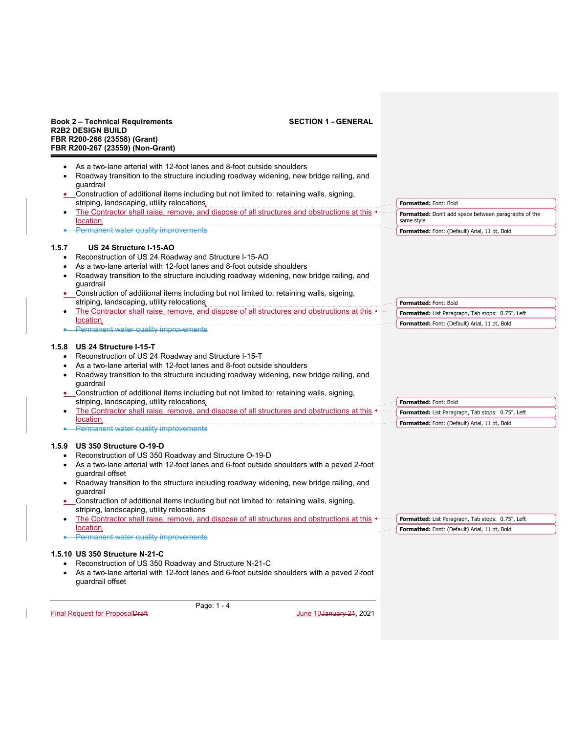- As a two-lane arterial with 12-foot lanes and 8-foot outside shoulders
- Roadway transition to the structure including roadway widening, new bridge railing, and guardrail
- Construction of additional items including but not limited to: retaining walls, signing, striping, landscaping, utility relocations
- The Contractor shall raise, remove, and dispose of all structures and obstructions at this location
- ~~Permanent water quality improvements~~

### 1.5.7 US 24 Structure I-15-AO

- Reconstruction of US 24 Roadway and Structure I-15-AO
- As a two-lane arterial with 12-foot lanes and 8-foot outside shoulders
- Roadway transition to the structure including roadway widening, new bridge railing, and guardrail
- Construction of additional items including but not limited to: retaining walls, signing, striping, landscaping, utility relocations
- The Contractor shall raise, remove, and dispose of all structures and obstructions at this location
- ~~Permanent water quality improvements~~

### 1.5.8 US 24 Structure I-15-T

- Reconstruction of US 24 Roadway and Structure I-15-T
- As a two-lane arterial with 12-foot lanes and 8-foot outside shoulders
- Roadway transition to the structure including roadway widening, new bridge railing, and guardrail
- Construction of additional items including but not limited to: retaining walls, signing, striping, landscaping, utility relocations
- The Contractor shall raise, remove, and dispose of all structures and obstructions at this location
- ~~Permanent water quality improvements~~

### 1.5.9 US 350 Structure O-19-D

- Reconstruction of US 350 Roadway and Structure O-19-D
- As a two-lane arterial with 12-foot lanes and 6-foot outside shoulders with a paved 2-foot guardrail offset
- Roadway transition to the structure including roadway widening, new bridge railing, and guardrail
- Construction of additional items including but not limited to: retaining walls, signing, striping, landscaping, utility relocations
- The Contractor shall raise, remove, and dispose of all structures and obstructions at this location
- ~~Permanent water quality improvements~~

### 1.5.10 US 350 Structure N-21-C

- Reconstruction of US 350 Roadway and Structure N-21-C
- As a two-lane arterial with 12-foot lanes and 6-foot outside shoulders with a paved 2-foot guardrail offset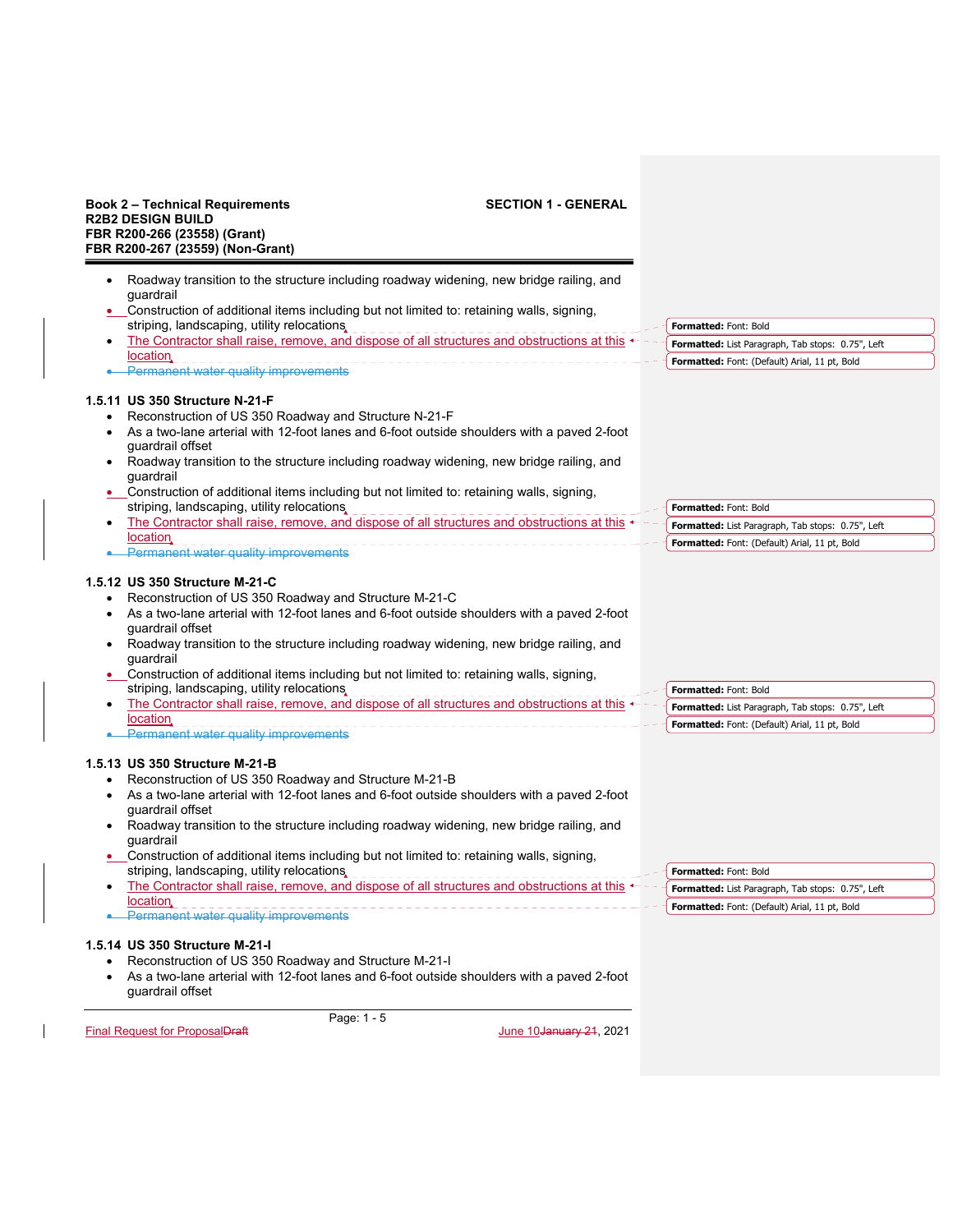- Roadway transition to the structure including roadway widening, new bridge railing, and guardrail
- Construction of additional items including but not limited to: retaining walls, signing, striping, landscaping, utility relocations
- The Contractor shall raise, remove, and dispose of all structures and obstructions at this location
- ~~Permanent water quality improvements~~

### 1.5.11 US 350 Structure N-21-F

- Reconstruction of US 350 Roadway and Structure N-21-F
- As a two-lane arterial with 12-foot lanes and 6-foot outside shoulders with a paved 2-foot guardrail offset
- Roadway transition to the structure including roadway widening, new bridge railing, and guardrail
- Construction of additional items including but not limited to: retaining walls, signing, striping, landscaping, utility relocations
- The Contractor shall raise, remove, and dispose of all structures and obstructions at this location
- ~~Permanent water quality improvements~~

### 1.5.12 US 350 Structure M-21-C

- Reconstruction of US 350 Roadway and Structure M-21-C
- As a two-lane arterial with 12-foot lanes and 6-foot outside shoulders with a paved 2-foot guardrail offset
- Roadway transition to the structure including roadway widening, new bridge railing, and guardrail
- Construction of additional items including but not limited to: retaining walls, signing, striping, landscaping, utility relocations
- The Contractor shall raise, remove, and dispose of all structures and obstructions at this location
- ~~Permanent water quality improvements~~

### 1.5.13 US 350 Structure M-21-B

- Reconstruction of US 350 Roadway and Structure M-21-B
- As a two-lane arterial with 12-foot lanes and 6-foot outside shoulders with a paved 2-foot guardrail offset
- Roadway transition to the structure including roadway widening, new bridge railing, and guardrail
- Construction of additional items including but not limited to: retaining walls, signing, striping, landscaping, utility relocations
- The Contractor shall raise, remove, and dispose of all structures and obstructions at this location
- ~~Permanent water quality improvements~~

### 1.5.14 US 350 Structure M-21-I

- Reconstruction of US 350 Roadway and Structure M-21-I
- As a two-lane arterial with 12-foot lanes and 6-foot outside shoulders with a paved 2-foot guardrail offset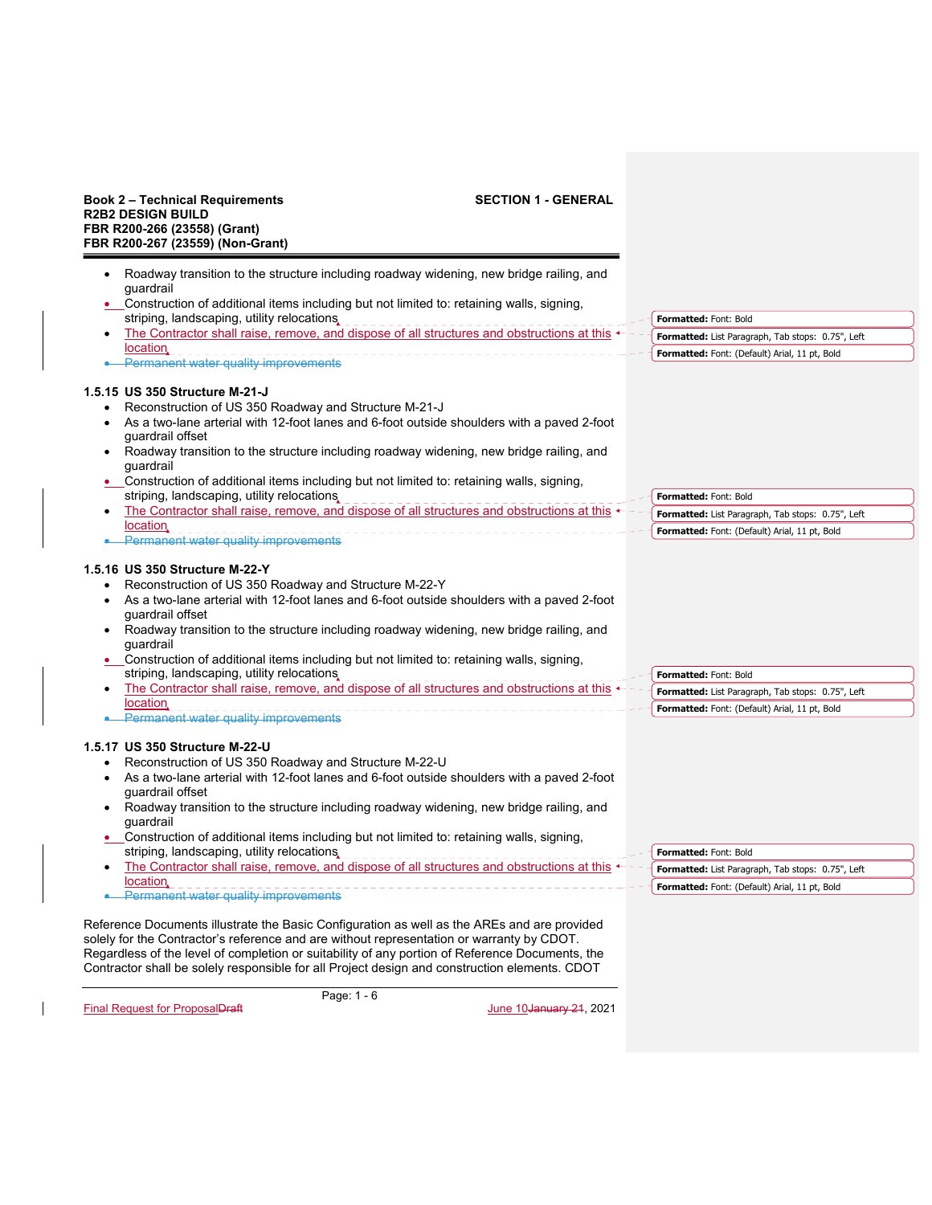- Roadway transition to the structure including roadway widening, new bridge railing, and guardrail
- Construction of additional items including but not limited to: retaining walls, signing, striping, landscaping, utility relocations
- The Contractor shall raise, remove, and dispose of all structures and obstructions at this location
- ~~Permanent water quality improvements~~

### 1.5.15 US 350 Structure M-21-J

- Reconstruction of US 350 Roadway and Structure M-21-J
- As a two-lane arterial with 12-foot lanes and 6-foot outside shoulders with a paved 2-foot guardrail offset
- Roadway transition to the structure including roadway widening, new bridge railing, and guardrail
- Construction of additional items including but not limited to: retaining walls, signing, striping, landscaping, utility relocations
- The Contractor shall raise, remove, and dispose of all structures and obstructions at this location
- ~~Permanent water quality improvements~~

### 1.5.16 US 350 Structure M-22-Y

- Reconstruction of US 350 Roadway and Structure M-22-Y
- As a two-lane arterial with 12-foot lanes and 6-foot outside shoulders with a paved 2-foot guardrail offset
- Roadway transition to the structure including roadway widening, new bridge railing, and guardrail
- Construction of additional items including but not limited to: retaining walls, signing, striping, landscaping, utility relocations
- The Contractor shall raise, remove, and dispose of all structures and obstructions at this location
- ~~Permanent water quality improvements~~

### 1.5.17 US 350 Structure M-22-U

- Reconstruction of US 350 Roadway and Structure M-22-U
- As a two-lane arterial with 12-foot lanes and 6-foot outside shoulders with a paved 2-foot guardrail offset
- Roadway transition to the structure including roadway widening, new bridge railing, and guardrail
- Construction of additional items including but not limited to: retaining walls, signing, striping, landscaping, utility relocations
- The Contractor shall raise, remove, and dispose of all structures and obstructions at this location
- ~~Permanent water quality improvements~~

Reference Documents illustrate the Basic Configuration as well as the AREs and are provided solely for the Contractor's reference and are without representation or warranty by CDOT. Regardless of the level of completion or suitability of any portion of Reference Documents, the Contractor shall be solely responsible for all Project design and construction elements. CDOT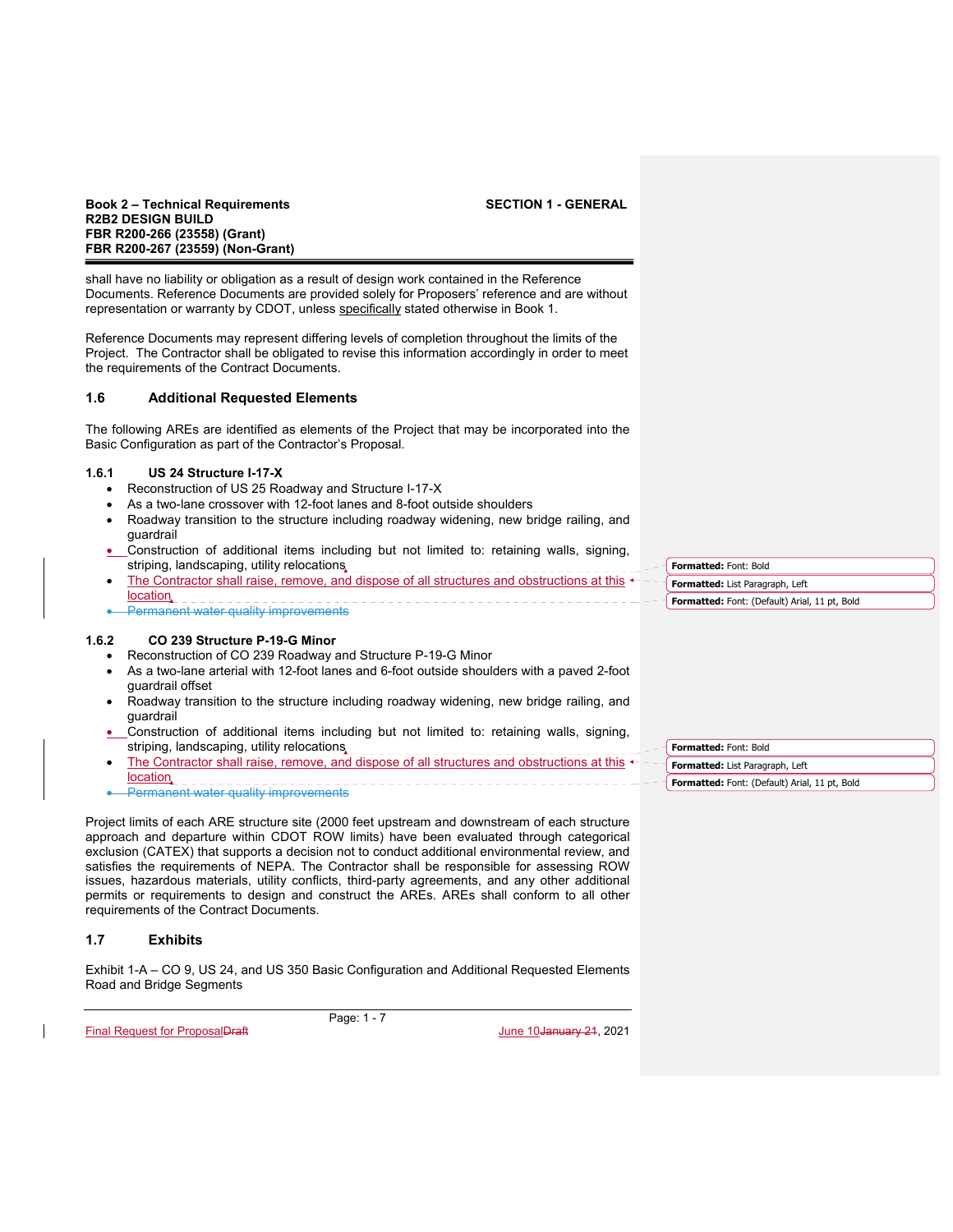shall have no liability or obligation as a result of design work contained in the Reference Documents. Reference Documents are provided solely for Proposers' reference and are without representation or warranty by CDOT, unless specifically stated otherwise in Book 1.

Reference Documents may represent differing levels of completion throughout the limits of the Project. The Contractor shall be obligated to revise this information accordingly in order to meet the requirements of the Contract Documents.

## 1.6 Additional Requested Elements

The following AREs are identified as elements of the Project that may be incorporated into the Basic Configuration as part of the Contractor's Proposal.

### 1.6.1 US 24 Structure I-17-X

- Reconstruction of US 25 Roadway and Structure I-17-X
- As a two-lane crossover with 12-foot lanes and 8-foot outside shoulders
- Roadway transition to the structure including roadway widening, new bridge railing, and guardrail
- Construction of additional items including but not limited to: retaining walls, signing, striping, landscaping, utility relocations
- The Contractor shall raise, remove, and dispose of all structures and obstructions at this location
- ~~Permanent water quality improvements~~

### 1.6.2 CO 239 Structure P-19-G Minor

- Reconstruction of CO 239 Roadway and Structure P-19-G Minor
- As a two-lane arterial with 12-foot lanes and 6-foot outside shoulders with a paved 2-foot guardrail offset
- Roadway transition to the structure including roadway widening, new bridge railing, and guardrail
- Construction of additional items including but not limited to: retaining walls, signing, striping, landscaping, utility relocations
- The Contractor shall raise, remove, and dispose of all structures and obstructions at this location
- ~~Permanent water quality improvements~~

Project limits of each ARE structure site (2000 feet upstream and downstream of each structure approach and departure within CDOT ROW limits) have been evaluated through categorical exclusion (CATEX) that supports a decision not to conduct additional environmental review, and satisfies the requirements of NEPA. The Contractor shall be responsible for assessing ROW issues, hazardous materials, utility conflicts, third-party agreements, and any other additional permits or requirements to design and construct the AREs. AREs shall conform to all other requirements of the Contract Documents.

## 1.7 Exhibits

Exhibit 1-A – CO 9, US 24, and US 350 Basic Configuration and Additional Requested Elements Road and Bridge Segments